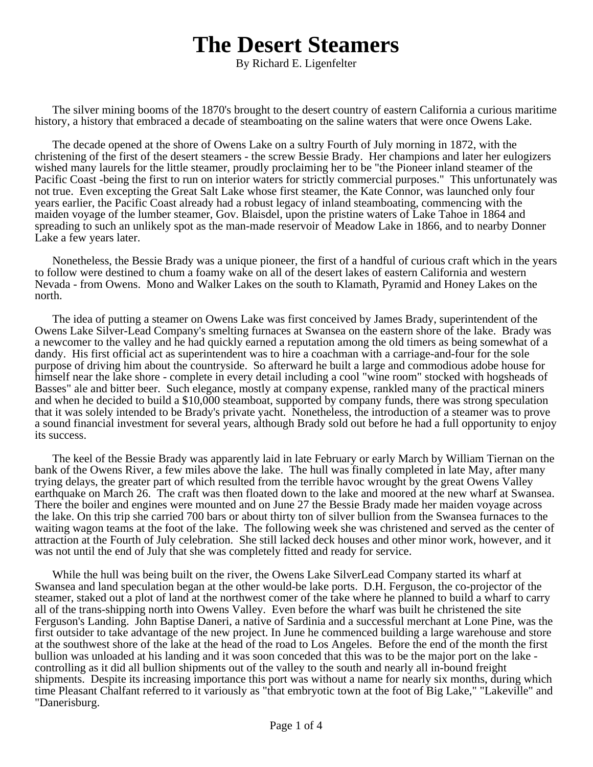# The Desert Steamers

By Richard E. Ligenfelter

The silver mining booms of the 1870's brought to the desert country of eastern California a curious maritime history, a history that embraced a decade of steamboating on the saline waters that were once Owens Lake.

The decade opened at the shore of Owens Lake on a sultry Fourth of July morning in 1872, with the christening of the first of the desert steamers - the screw Bessie Brady. Her champions and later her eulogizers wished many laurels for the little steamer, proudly proclaiming her to be "the Pioneer inland steamer of the Pacific Coast -being the first to run on interior waters for strictly commercial purposes." This unfortunately was not true. Even excepting the Great Salt Lake whose first steamer, the Kate Connor, was launched only four years earlier, the Pacific Coast already had a robust legacy of inland steamboating, commencing with the maiden voyage of the lumber steamer, Gov. Blaisdel, upon the pristine waters of Lake Tahoe in 1864 and spreading to such an unlikely spot as the man-made reservoir of Meadow Lake in 1866, and to nearby Donner Lake a few years later.

Nonetheless, the Bessie Brady was a unique pioneer, the first of a handful of curious craft which in the years to follow were destined to chum a foamy wake on all of the desert lakes of eastern California and western Nevada - from Owens. Mono and Walker Lakes on the south to Klamath, Pyramid and Honey Lakes on the north.

The idea of putting a steamer on Owens Lake was first conceived by James Brady, superintendent of the Owens Lake Silver-Lead Company's smelting furnaces at Swansea on the eastern shore of the lake. Brady was a newcomer to the valley and he had quickly earned a reputation among the old timers as being somewhat of a dandy. His first official act as superintendent was to hire a coachman with a carriage-and-four for the sole purpose of driving him about the countryside. So afterward he built a large and commodious adobe house for himself near the lake shore - complete in every detail including a cool "wine room" stocked with hogsheads of Basses" ale and bitter beer. Such elegance, mostly at company expense, rankled many of the practical miners and when he decided to build a $10,000 steamboat, supported by company funds, there was strong speculation that it was solely intended to be Brady's private yacht. Nonetheless, the introduction of a steamer was to prove a sound financial investment for several years, although Brady sold out before he had a full opportunity to enjoy its success.

The keel of the Bessie Brady was apparently laid in late February or early March by William Tiernan on the bank of the Owens River, a few miles above the lake. The hull was finally completed in late May, after many trying delays, the greater part of which resulted from the terrible havoc wrought by the great Owens Valley earthquake on March 26. The craft was then floated down to the lake and moored at the new wharf at Swansea. There the boiler and engines were mounted and on June 27 the Bessie Brady made her maiden voyage across the lake. On this trip she carried 700 bars or about thirty ton of silver bullion from the Swansea furnaces to the waiting wagon teams at the foot of the lake. The following week she was christened and served as the center of attraction at the Fourth of July celebration. She still lacked deck houses and other minor work, however, and it was not until the end of July that she was completely fitted and ready for service.

While the hull was being built on the river, the Owens Lake SilverLead Company started its wharf at Swansea and land speculation began at the other would-be lake ports. D.H. Ferguson, the co-projector of the steamer, staked out a plot of land at the northwest comer of the take where he planned to build a wharf to carry all of the trans-shipping north into Owens Valley. Even before the wharf was built he christened the site Ferguson's Landing. John Baptise Daneri, a native of Sardinia and a successful merchant at Lone Pine, was the first outsider to take advantage of the new project. In June he commenced building a large warehouse and store at the southwest shore of the lake at the head of the road to Los Angeles. Before the end of the month the first bullion was unloaded at his landing and it was soon conceded that this was to be the major port on the lake - controlling as it did all bullion shipments out of the valley to the south and nearly all in-bound freight shipments. Despite its increasing importance this port was without a name for nearly six months, during which time Pleasant Chalfant referred to it variously as "that embryotic town at the foot of Big Lake," "Lakeville" and "Danerisburg.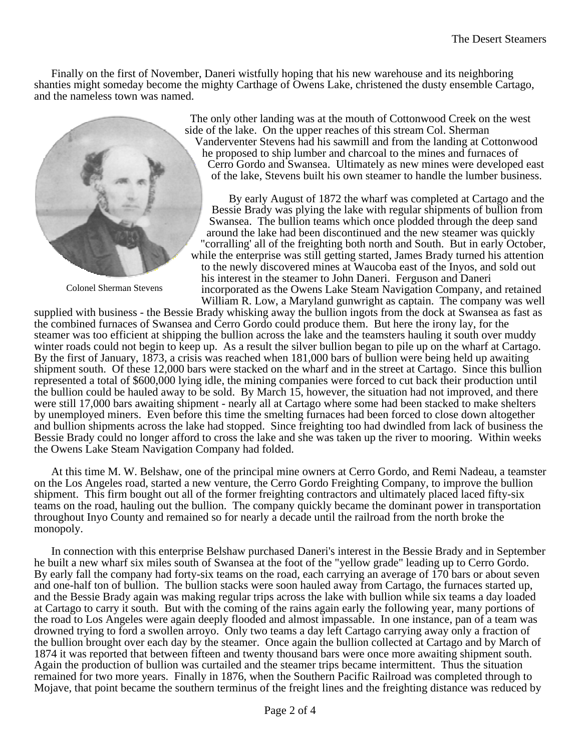Finally on the first of November, Daneri wistfully hoping that his new warehouse and its neighboring shanties might someday become the mighty Carthage of Owens Lake, christened the dusty ensemble Cartago, and the nameless town was named.

The only other landing was at the mouth of Cottonwood Creek on the west side of the lake. On the upper reaches of this stream Col. Sherman Vanderventer Stevens had his sawmill and from the landing at Cottonwood he proposed to ship lumber and charcoal to the mines and furnaces of Cerro Gordo and Swansea. Ultimately as new mines were developed east of the lake, Stevens built his own steamer to handle the lumber business.

Colonel Sherman Stevens

By early August of 1872 the wharf was completed at Cartago and the Bessie Brady was plying the lake with regular shipments of bullion from Swansea. The bullion teams which once plodded through the deep sand around the lake had been discontinued and the new steamer was quickly "corralling' all of the freighting both north and South. But in early October, while the enterprise was still getting started, James Brady turned his attention to the newly discovered mines at Waucoba east of the Inyos, and sold out his interest in the steamer to John Daneri. Ferguson and Daneri incorporated as the Owens Lake Steam Navigation Company, and retained William R. Low, a Maryland gunwright as captain. The company was well supplied with business - the Bessie Brady whisking away the bullion ingots from the dock at Swansea as fast as the combined furnaces of Swansea and Cerro Gordo could produce them. But here the irony lay, for the steamer was too efficient at shipping the bullion across the lake and the teamsters hauling it south over muddy winter roads could not begin to keep up. As a result the silver bullion began to pile up on the wharf at Cartago. By the first of January, 1873, a crisis was reached when 181,000 bars of bullion were being held up awaiting shipment south. Of these 12,000 bars were stacked on the wharf and in the street at Cartago. Since this bullion represented a total of $600,000 lying idle, the mining companies were forced to cut back their production until the bullion could be hauled away to be sold. By March 15, however, the situation had not improved, and there were still 17,000 bars awaiting shipment - nearly all at Cartago where some had been stacked to make shelters by unemployed miners. Even before this time the smelting furnaces had been forced to close down altogether and bullion shipments across the lake had stopped. Since freighting too had dwindled from lack of business the Bessie Brady could no longer afford to cross the lake and she was taken up the river to mooring. Within weeks the Owens Lake Steam Navigation Company had folded.

At this time M. W. Belshaw, one of the principal mine owners at Cerro Gordo, and Remi Nadeau, a teamster on the Los Angeles road, started a new venture, the Cerro Gordo Freighting Company, to improve the bullion shipment. This firm bought out all of the former freighting contractors and ultimately placed laced fifty-six teams on the road, hauling out the bullion. The company quickly became the dominant power in transportation throughout Inyo County and remained so for nearly a decade until the railroad from the north broke the monopoly.

In connection with this enterprise Belshaw purchased Daneri's interest in the Bessie Brady and in September he built a new wharf six miles south of Swansea at the foot of the "yellow grade" leading up to Cerro Gordo. By early fall the company had forty-six teams on the road, each carrying an average of 170 bars or about seven and one-half ton of bullion. The bullion stacks were soon hauled away from Cartago, the furnaces started up, and the Bessie Brady again was making regular trips across the lake with bullion while six teams a day loaded at Cartago to carry it south. But with the coming of the rains again early the following year, many portions of the road to Los Angeles were again deeply flooded and almost impassable. In one instance, pan of a team was drowned trying to ford a swollen arroyo. Only two teams a day left Cartago carrying away only a fraction of the bullion brought over each day by the steamer. Once again the bullion collected at Cartago and by March of 1874 it was reported that between fifteen and twenty thousand bars were once more awaiting shipment south. Again the production of bullion was curtailed and the steamer trips became intermittent. Thus the situation remained for two more years. Finally in 1876, when the Southern Pacific Railroad was completed through to Mojave, that point became the southern terminus of the freight lines and the freighting distance was reduced by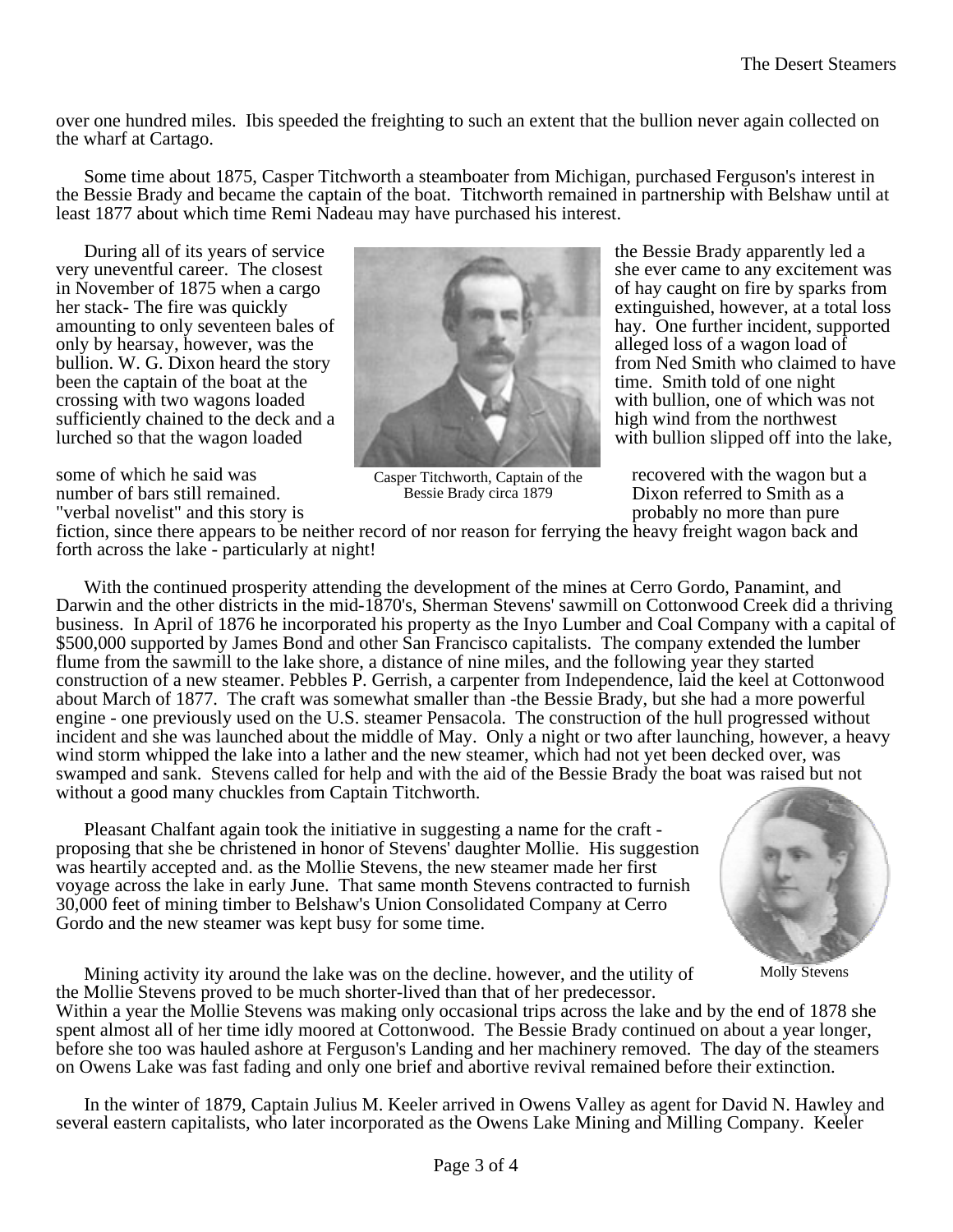over one hundred miles. Ibis speeded the freighting to such an extent that the bullion never again collected on the wharf at Cartago.

Some time about 1875, Casper Titchworth a steamboater from Michigan, purchased Ferguson's interest in the Bessie Brady and became the captain of the boat. Titchworth remained in partnership with Belshaw until at least 1877 about which time Remi Nadeau may have purchased his interest.

During all of its years of service the Bessie Brady apparently led a very uneventful career. The closest she ever came to any excitement was in November of 1875 when a cargo of hay caught on fire by sparks from her stack- The fire was quickly extinguished, however, at a total loss amounting to only seventeen bales of hay. One further incident, supported only by hearsay, however, was the alleged loss of a wagon load of bullion. W. G. Dixon heard the story from Ned Smith who claimed to have been the captain of the boat at the time. Smith told of one night crossing with two wagons loaded with bullion, one of which was not sufficiently chained to the deck and a high wind from the northwest lurched so that the wagon loaded with bullion slipped off into the lake, some of which he said was recovered with the wagon but a number of bars still remained. Dixon referred to Smith as a "verbal novelist" and this story is probably no more than pure fiction, since there appears to be neither record of nor reason for ferrying the heavy freight wagon back and forth across the lake - particularly at night!

Casper Titchworth, Captain of the Bessie Brady circa 1879

With the continued prosperity attending the development of the mines at Cerro Gordo, Panamint, and Darwin and the other districts in the mid-1870's, Sherman Stevens' sawmill on Cottonwood Creek did a thriving business. In April of 1876 he incorporated his property as the Inyo Lumber and Coal Company with a capital of $500,000 supported by James Bond and other San Francisco capitalists. The company extended the lumber flume from the sawmill to the lake shore, a distance of nine miles, and the following year they started construction of a new steamer. Pebbles P. Gerrish, a carpenter from Independence, laid the keel at Cottonwood about March of 1877. The craft was somewhat smaller than -the Bessie Brady, but she had a more powerful engine - one previously used on the U.S. steamer Pensacola. The construction of the hull progressed without incident and she was launched about the middle of May. Only a night or two after launching, however, a heavy wind storm whipped the lake into a lather and the new steamer, which had not yet been decked over, was swamped and sank. Stevens called for help and with the aid of the Bessie Brady the boat was raised but not without a good many chuckles from Captain Titchworth.

Pleasant Chalfant again took the initiative in suggesting a name for the craft - proposing that she be christened in honor of Stevens' daughter Mollie. His suggestion was heartily accepted and. as the Mollie Stevens, the new steamer made her first voyage across the lake in early June. That same month Stevens contracted to furnish 30,000 feet of mining timber to Belshaw's Union Consolidated Company at Cerro Gordo and the new steamer was kept busy for some time.

Molly Stevens

Mining activity ity around the lake was on the decline. however, and the utility of the Mollie Stevens proved to be much shorter-lived than that of her predecessor. Within a year the Mollie Stevens was making only occasional trips across the lake and by the end of 1878 she spent almost all of her time idly moored at Cottonwood. The Bessie Brady continued on about a year longer, before she too was hauled ashore at Ferguson's Landing and her machinery removed. The day of the steamers on Owens Lake was fast fading and only one brief and abortive revival remained before their extinction.

In the winter of 1879, Captain Julius M. Keeler arrived in Owens Valley as agent for David N. Hawley and several eastern capitalists, who later incorporated as the Owens Lake Mining and Milling Company. Keeler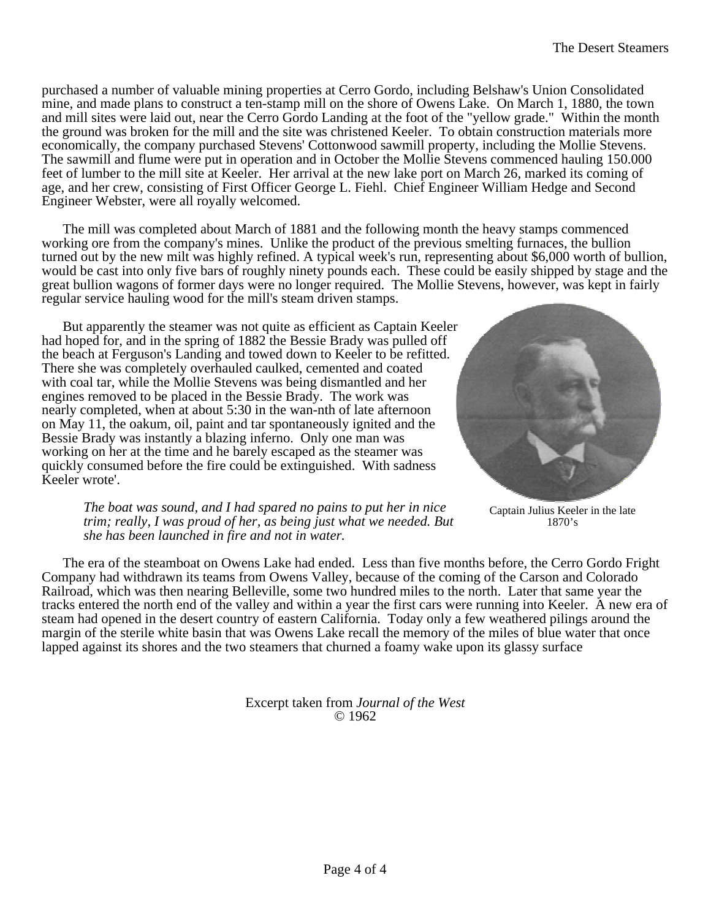purchased a number of valuable mining properties at Cerro Gordo, including Belshaw's Union Consolidated mine, and made plans to construct a ten-stamp mill on the shore of Owens Lake. On March 1, 1880, the town and mill sites were laid out, near the Cerro Gordo Landing at the foot of the "yellow grade." Within the month the ground was broken for the mill and the site was christened Keeler. To obtain construction materials more economically, the company purchased Stevens' Cottonwood sawmill property, including the Mollie Stevens. The sawmill and flume were put in operation and in October the Mollie Stevens commenced hauling 150.000 feet of lumber to the mill site at Keeler. Her arrival at the new lake port on March 26, marked its coming of age, and her crew, consisting of First Officer George L. Fiehl. Chief Engineer William Hedge and Second Engineer Webster, were all royally welcomed.

The mill was completed about March of 1881 and the following month the heavy stamps commenced working ore from the company's mines. Unlike the product of the previous smelting furnaces, the bullion turned out by the new milt was highly refined. A typical week's run, representing about $6,000 worth of bullion, would be cast into only five bars of roughly ninety pounds each. These could be easily shipped by stage and the great bullion wagons of former days were no longer required. The Mollie Stevens, however, was kept in fairly regular service hauling wood for the mill's steam driven stamps.

But apparently the steamer was not quite as efficient as Captain Keeler had hoped for, and in the spring of 1882 the Bessie Brady was pulled off the beach at Ferguson's Landing and towed down to Keeler to be refitted. There she was completely overhauled caulked, cemented and coated with coal tar, while the Mollie Stevens was being dismantled and her engines removed to be placed in the Bessie Brady. The work was nearly completed, when at about 5:30 in the wan-nth of late afternoon on May 11, the oakum, oil, paint and tar spontaneously ignited and the Bessie Brady was instantly a blazing inferno. Only one man was working on her at the time and he barely escaped as the steamer was quickly consumed before the fire could be extinguished. With sadness Keeler wrote'.

> *The boat was sound, and I had spared no pains to put her in nice trim; really, I was proud of her, as being just what we needed. But she has been launched in fire and not in water.*

Captain Julius Keeler in the late 1870's

The era of the steamboat on Owens Lake had ended. Less than five months before, the Cerro Gordo Fright Company had withdrawn its teams from Owens Valley, because of the coming of the Carson and Colorado Railroad, which was then nearing Belleville, some two hundred miles to the north. Later that same year the tracks entered the north end of the valley and within a year the first cars were running into Keeler. A new era of steam had opened in the desert country of eastern California. Today only a few weathered pilings around the margin of the sterile white basin that was Owens Lake recall the memory of the miles of blue water that once lapped against its shores and the two steamers that churned a foamy wake upon its glassy surface

Excerpt taken from *Journal of the West*
© 1962